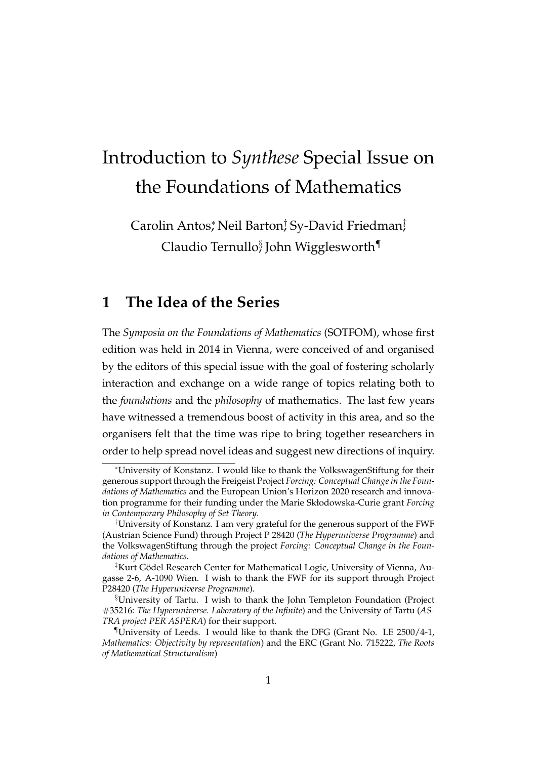# Introduction to *Synthese* Special Issue on the Foundations of Mathematics

Carolin Antos[*], Neil Barton[†], Sy-David Friedman[‡], Claudio Ternullo[§], John Wigglesworth[¶]

## 1 The Idea of the Series

The *Symposia on the Foundations of Mathematics* (SOTFOM), whose first edition was held in 2014 in Vienna, were conceived of and organised by the editors of this special issue with the goal of fostering scholarly interaction and exchange on a wide range of topics relating both to the *foundations* and the *philosophy* of mathematics. The last few years have witnessed a tremendous boost of activity in this area, and so the organisers felt that the time was ripe to bring together researchers in order to help spread novel ideas and suggest new directions of inquiry.

---

[*] University of Konstanz. I would like to thank the VolkswagenStiftung for their generous support through the Freigeist Project *Forcing: Conceptual Change in the Foundations of Mathematics* and the European Union's Horizon 2020 research and innovation programme for their funding under the Marie Skłodowska-Curie grant *Forcing in Contemporary Philosophy of Set Theory*.

[†] University of Konstanz. I am very grateful for the generous support of the FWF (Austrian Science Fund) through Project P 28420 (*The Hyperuniverse Programme*) and the VolkswagenStiftung through the project *Forcing: Conceptual Change in the Foundations of Mathematics.*

[‡] Kurt Gödel Research Center for Mathematical Logic, University of Vienna, Augasse 2-6, A-1090 Wien. I wish to thank the FWF for its support through Project P28420 (*The Hyperuniverse Programme*).

[§] University of Tartu. I wish to thank the John Templeton Foundation (Project #35216: *The Hyperuniverse. Laboratory of the Infinite*) and the University of Tartu (*ASTRA project PER ASPERA*) for their support.

[¶] University of Leeds. I would like to thank the DFG (Grant No. LE 2500/4-1, *Mathematics: Objectivity by representation*) and the ERC (Grant No. 715222, *The Roots of Mathematical Structuralism*)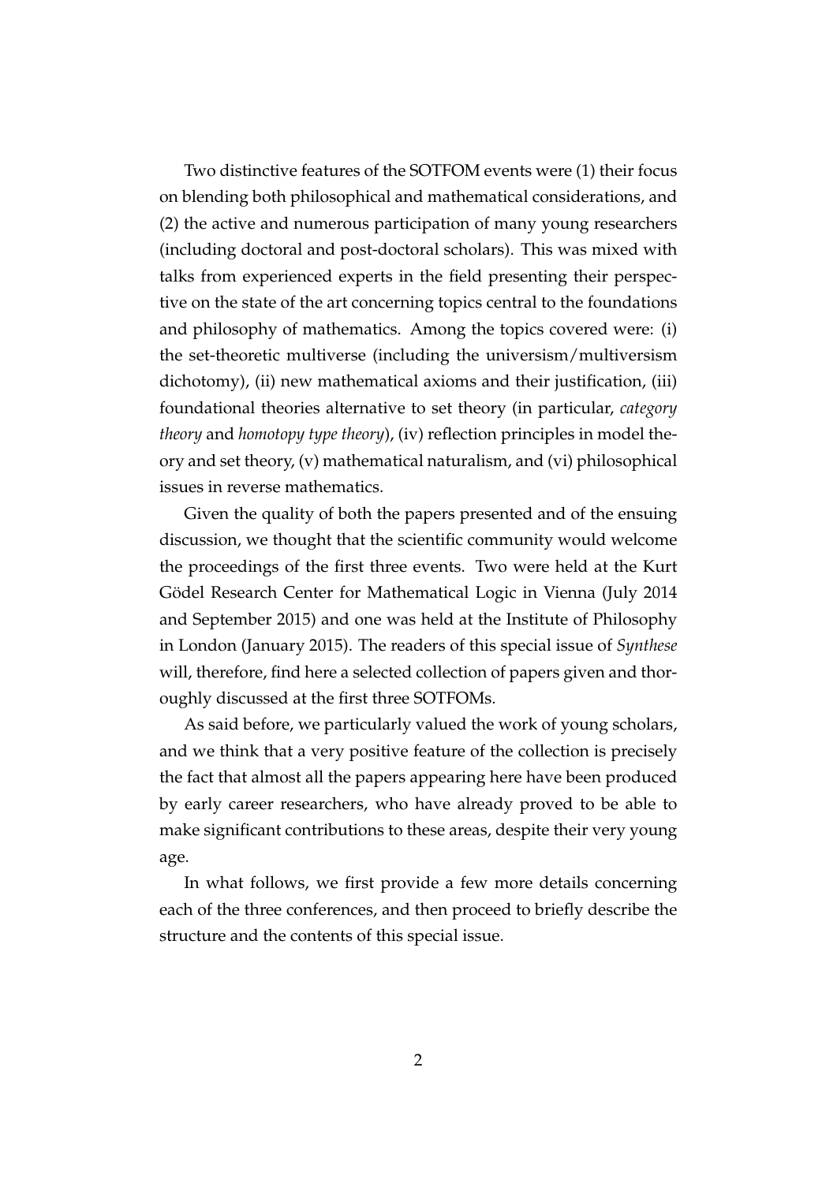Two distinctive features of the SOTFOM events were (1) their focus on blending both philosophical and mathematical considerations, and (2) the active and numerous participation of many young researchers (including doctoral and post-doctoral scholars). This was mixed with talks from experienced experts in the field presenting their perspective on the state of the art concerning topics central to the foundations and philosophy of mathematics. Among the topics covered were: (i) the set-theoretic multiverse (including the universism/multiversism dichotomy), (ii) new mathematical axioms and their justification, (iii) foundational theories alternative to set theory (in particular, *category theory* and *homotopy type theory*), (iv) reflection principles in model theory and set theory, (v) mathematical naturalism, and (vi) philosophical issues in reverse mathematics.

Given the quality of both the papers presented and of the ensuing discussion, we thought that the scientific community would welcome the proceedings of the first three events. Two were held at the Kurt Gödel Research Center for Mathematical Logic in Vienna (July 2014 and September 2015) and one was held at the Institute of Philosophy in London (January 2015). The readers of this special issue of *Synthese* will, therefore, find here a selected collection of papers given and thoroughly discussed at the first three SOTFOMs.

As said before, we particularly valued the work of young scholars, and we think that a very positive feature of the collection is precisely the fact that almost all the papers appearing here have been produced by early career researchers, who have already proved to be able to make significant contributions to these areas, despite their very young age.

In what follows, we first provide a few more details concerning each of the three conferences, and then proceed to briefly describe the structure and the contents of this special issue.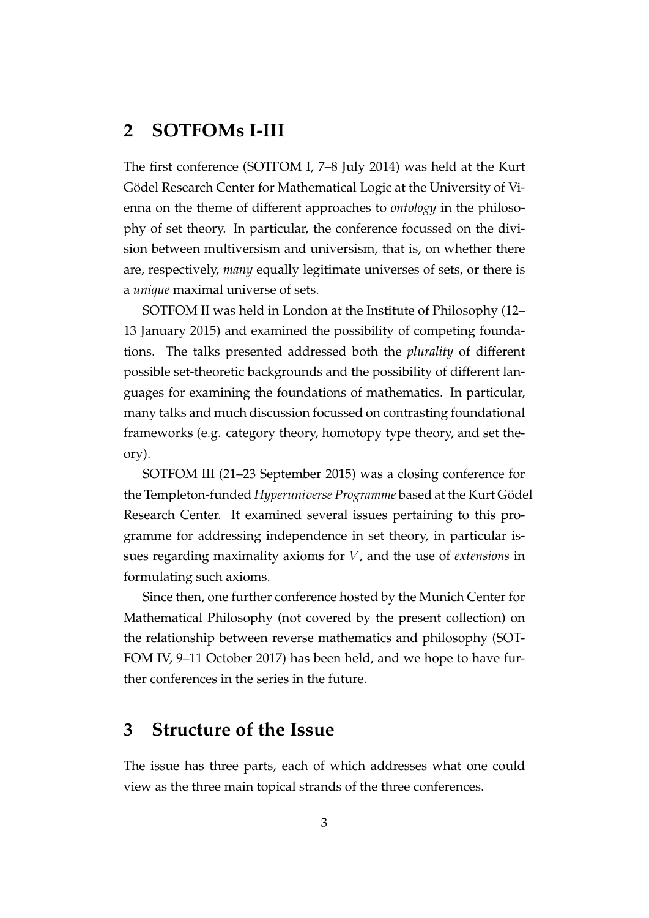## 2 SOTFOMs I-III

The first conference (SOTFOM I, 7–8 July 2014) was held at the Kurt Gödel Research Center for Mathematical Logic at the University of Vienna on the theme of different approaches to *ontology* in the philosophy of set theory. In particular, the conference focussed on the division between multiversism and universism, that is, on whether there are, respectively, *many* equally legitimate universes of sets, or there is a *unique* maximal universe of sets.

SOTFOM II was held in London at the Institute of Philosophy (12–13 January 2015) and examined the possibility of competing foundations. The talks presented addressed both the *plurality* of different possible set-theoretic backgrounds and the possibility of different languages for examining the foundations of mathematics. In particular, many talks and much discussion focussed on contrasting foundational frameworks (e.g. category theory, homotopy type theory, and set theory).

SOTFOM III (21–23 September 2015) was a closing conference for the Templeton-funded *Hyperuniverse Programme* based at the Kurt Gödel Research Center. It examined several issues pertaining to this programme for addressing independence in set theory, in particular issues regarding maximality axioms for $V$, and the use of *extensions* in formulating such axioms.

Since then, one further conference hosted by the Munich Center for Mathematical Philosophy (not covered by the present collection) on the relationship between reverse mathematics and philosophy (SOTFOM IV, 9–11 October 2017) has been held, and we hope to have further conferences in the series in the future.

## 3 Structure of the Issue

The issue has three parts, each of which addresses what one could view as the three main topical strands of the three conferences.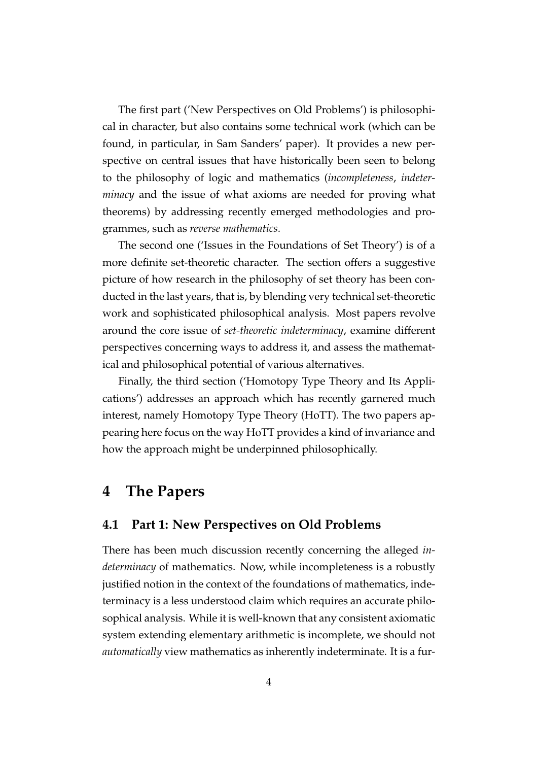The first part ('New Perspectives on Old Problems') is philosophical in character, but also contains some technical work (which can be found, in particular, in Sam Sanders' paper). It provides a new perspective on central issues that have historically been seen to belong to the philosophy of logic and mathematics (*incompleteness*, *indeterminacy* and the issue of what axioms are needed for proving what theorems) by addressing recently emerged methodologies and programmes, such as *reverse mathematics*.

The second one ('Issues in the Foundations of Set Theory') is of a more definite set-theoretic character. The section offers a suggestive picture of how research in the philosophy of set theory has been conducted in the last years, that is, by blending very technical set-theoretic work and sophisticated philosophical analysis. Most papers revolve around the core issue of *set-theoretic indeterminacy*, examine different perspectives concerning ways to address it, and assess the mathematical and philosophical potential of various alternatives.

Finally, the third section ('Homotopy Type Theory and Its Applications') addresses an approach which has recently garnered much interest, namely Homotopy Type Theory (HoTT). The two papers appearing here focus on the way HoTT provides a kind of invariance and how the approach might be underpinned philosophically.

# 4 The Papers

## 4.1 Part 1: New Perspectives on Old Problems

There has been much discussion recently concerning the alleged *indeterminacy* of mathematics. Now, while incompleteness is a robustly justified notion in the context of the foundations of mathematics, indeterminacy is a less understood claim which requires an accurate philosophical analysis. While it is well-known that any consistent axiomatic system extending elementary arithmetic is incomplete, we should not *automatically* view mathematics as inherently indeterminate. It is a fur-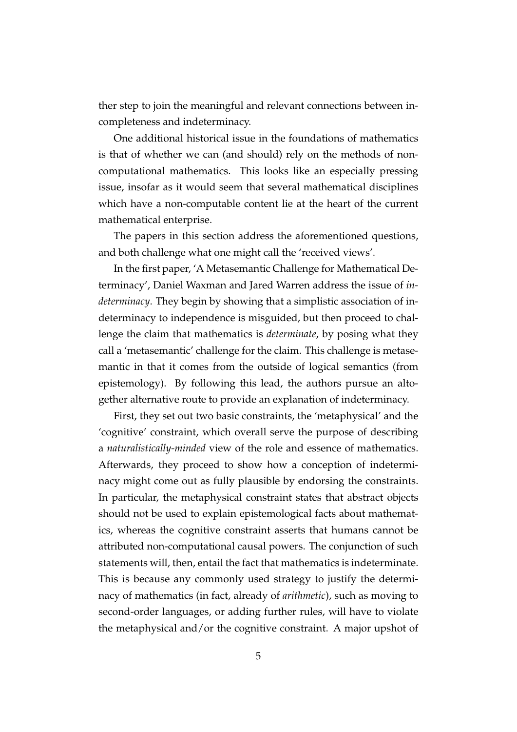ther step to join the meaningful and relevant connections between incompleteness and indeterminacy.

One additional historical issue in the foundations of mathematics is that of whether we can (and should) rely on the methods of non-computational mathematics. This looks like an especially pressing issue, insofar as it would seem that several mathematical disciplines which have a non-computable content lie at the heart of the current mathematical enterprise.

The papers in this section address the aforementioned questions, and both challenge what one might call the 'received views'.

In the first paper, 'A Metasemantic Challenge for Mathematical Determinacy', Daniel Waxman and Jared Warren address the issue of *indeterminacy*. They begin by showing that a simplistic association of indeterminacy to independence is misguided, but then proceed to challenge the claim that mathematics is *determinate*, by posing what they call a 'metasemantic' challenge for the claim. This challenge is metasemantic in that it comes from the outside of logical semantics (from epistemology). By following this lead, the authors pursue an altogether alternative route to provide an explanation of indeterminacy.

First, they set out two basic constraints, the 'metaphysical' and the 'cognitive' constraint, which overall serve the purpose of describing a *naturalistically-minded* view of the role and essence of mathematics. Afterwards, they proceed to show how a conception of indeterminacy might come out as fully plausible by endorsing the constraints. In particular, the metaphysical constraint states that abstract objects should not be used to explain epistemological facts about mathematics, whereas the cognitive constraint asserts that humans cannot be attributed non-computational causal powers. The conjunction of such statements will, then, entail the fact that mathematics is indeterminate. This is because any commonly used strategy to justify the determinacy of mathematics (in fact, already of *arithmetic*), such as moving to second-order languages, or adding further rules, will have to violate the metaphysical and/or the cognitive constraint. A major upshot of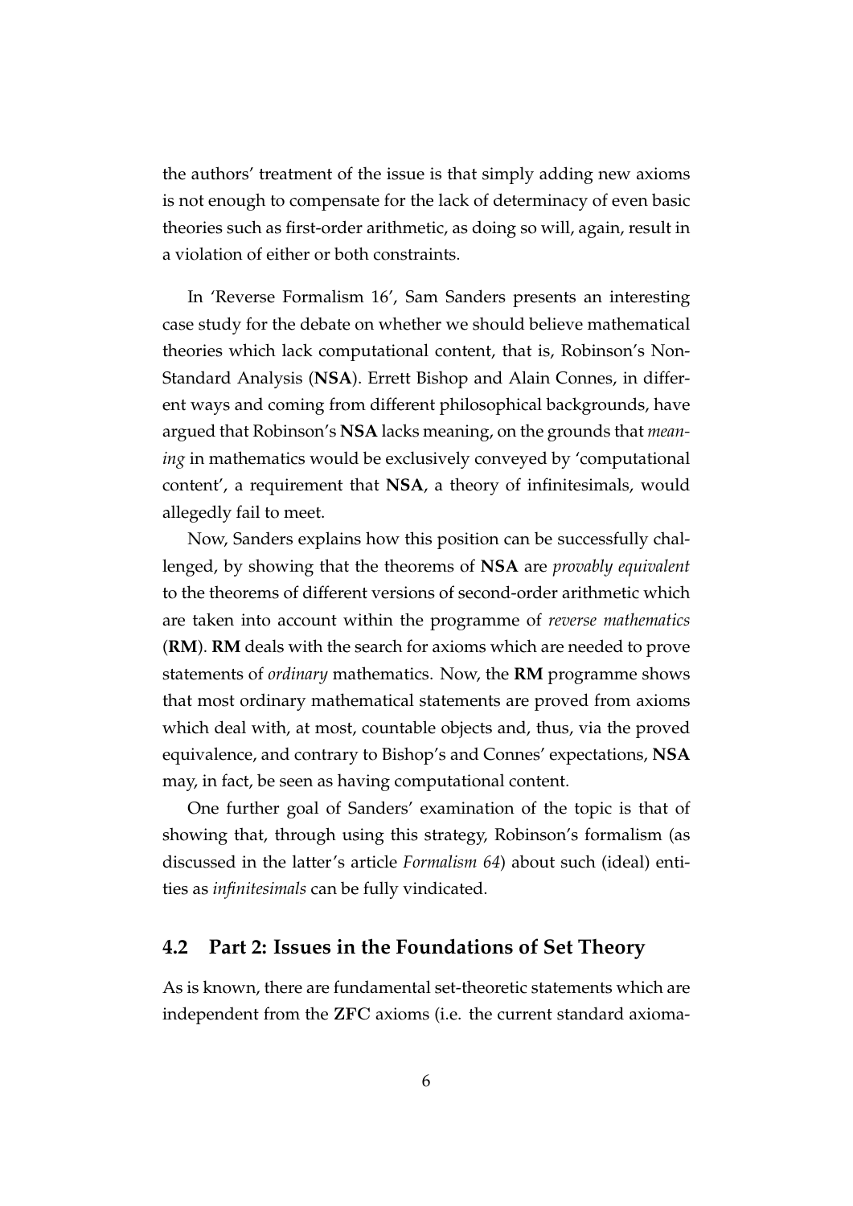the authors' treatment of the issue is that simply adding new axioms is not enough to compensate for the lack of determinacy of even basic theories such as first-order arithmetic, as doing so will, again, result in a violation of either or both constraints.

In 'Reverse Formalism 16', Sam Sanders presents an interesting case study for the debate on whether we should believe mathematical theories which lack computational content, that is, Robinson's Non-Standard Analysis (**NSA**). Errett Bishop and Alain Connes, in different ways and coming from different philosophical backgrounds, have argued that Robinson's **NSA** lacks meaning, on the grounds that *meaning* in mathematics would be exclusively conveyed by 'computational content', a requirement that **NSA**, a theory of infinitesimals, would allegedly fail to meet.

Now, Sanders explains how this position can be successfully challenged, by showing that the theorems of **NSA** are *provably equivalent* to the theorems of different versions of second-order arithmetic which are taken into account within the programme of *reverse mathematics* (**RM**). **RM** deals with the search for axioms which are needed to prove statements of *ordinary* mathematics. Now, the **RM** programme shows that most ordinary mathematical statements are proved from axioms which deal with, at most, countable objects and, thus, via the proved equivalence, and contrary to Bishop's and Connes' expectations, **NSA** may, in fact, be seen as having computational content.

One further goal of Sanders' examination of the topic is that of showing that, through using this strategy, Robinson's formalism (as discussed in the latter's article *Formalism 64*) about such (ideal) entities as *infinitesimals* can be fully vindicated.

## 4.2 Part 2: Issues in the Foundations of Set Theory

As is known, there are fundamental set-theoretic statements which are independent from the **ZFC** axioms (i.e. the current standard axioma-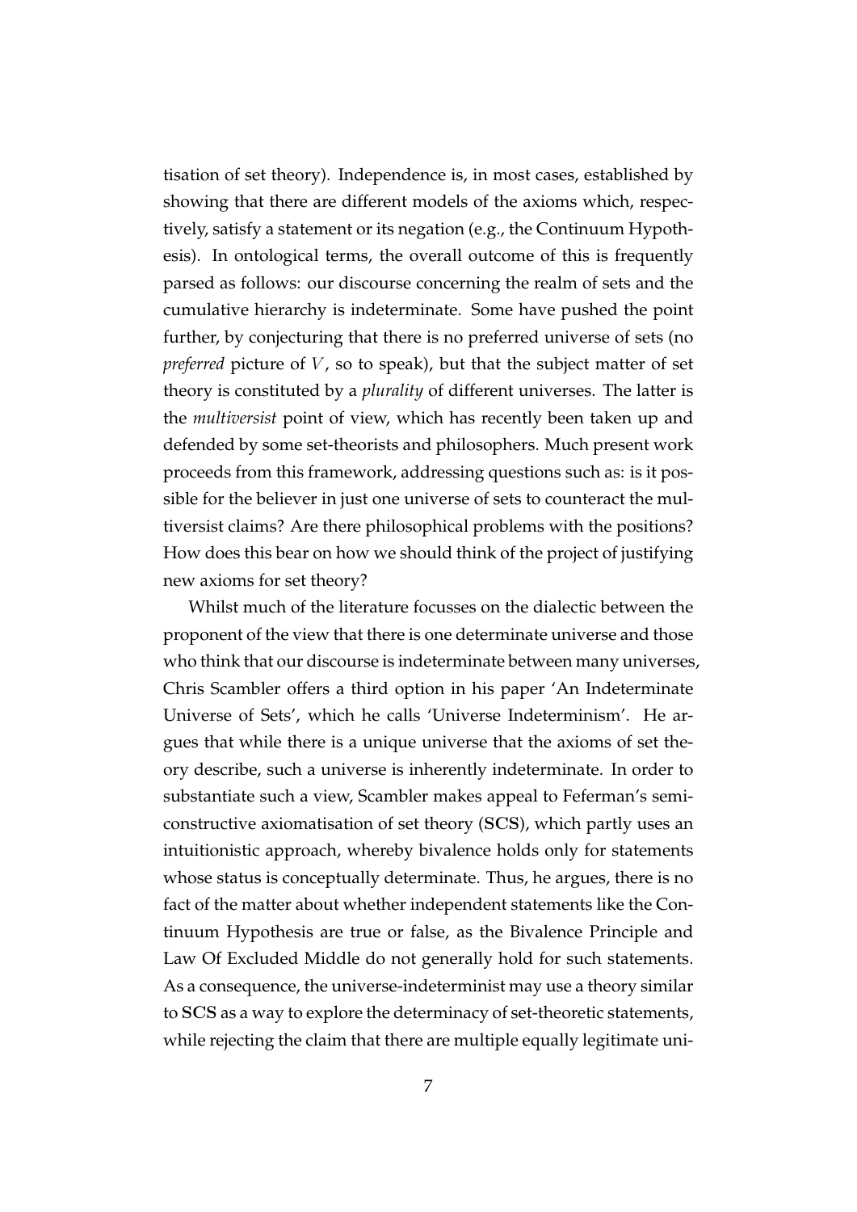tisation of set theory). Independence is, in most cases, established by showing that there are different models of the axioms which, respectively, satisfy a statement or its negation (e.g., the Continuum Hypothesis). In ontological terms, the overall outcome of this is frequently parsed as follows: our discourse concerning the realm of sets and the cumulative hierarchy is indeterminate. Some have pushed the point further, by conjecturing that there is no preferred universe of sets (no *preferred* picture of $V$, so to speak), but that the subject matter of set theory is constituted by a *plurality* of different universes. The latter is the *multiversist* point of view, which has recently been taken up and defended by some set-theorists and philosophers. Much present work proceeds from this framework, addressing questions such as: is it possible for the believer in just one universe of sets to counteract the multiversist claims? Are there philosophical problems with the positions? How does this bear on how we should think of the project of justifying new axioms for set theory?

Whilst much of the literature focusses on the dialectic between the proponent of the view that there is one determinate universe and those who think that our discourse is indeterminate between many universes, Chris Scambler offers a third option in his paper 'An Indeterminate Universe of Sets', which he calls 'Universe Indeterminism'. He argues that while there is a unique universe that the axioms of set theory describe, such a universe is inherently indeterminate. In order to substantiate such a view, Scambler makes appeal to Feferman's semi-constructive axiomatisation of set theory (**SCS**), which partly uses an intuitionistic approach, whereby bivalence holds only for statements whose status is conceptually determinate. Thus, he argues, there is no fact of the matter about whether independent statements like the Continuum Hypothesis are true or false, as the Bivalence Principle and Law Of Excluded Middle do not generally hold for such statements. As a consequence, the universe-indeterminist may use a theory similar to **SCS** as a way to explore the determinacy of set-theoretic statements, while rejecting the claim that there are multiple equally legitimate uni-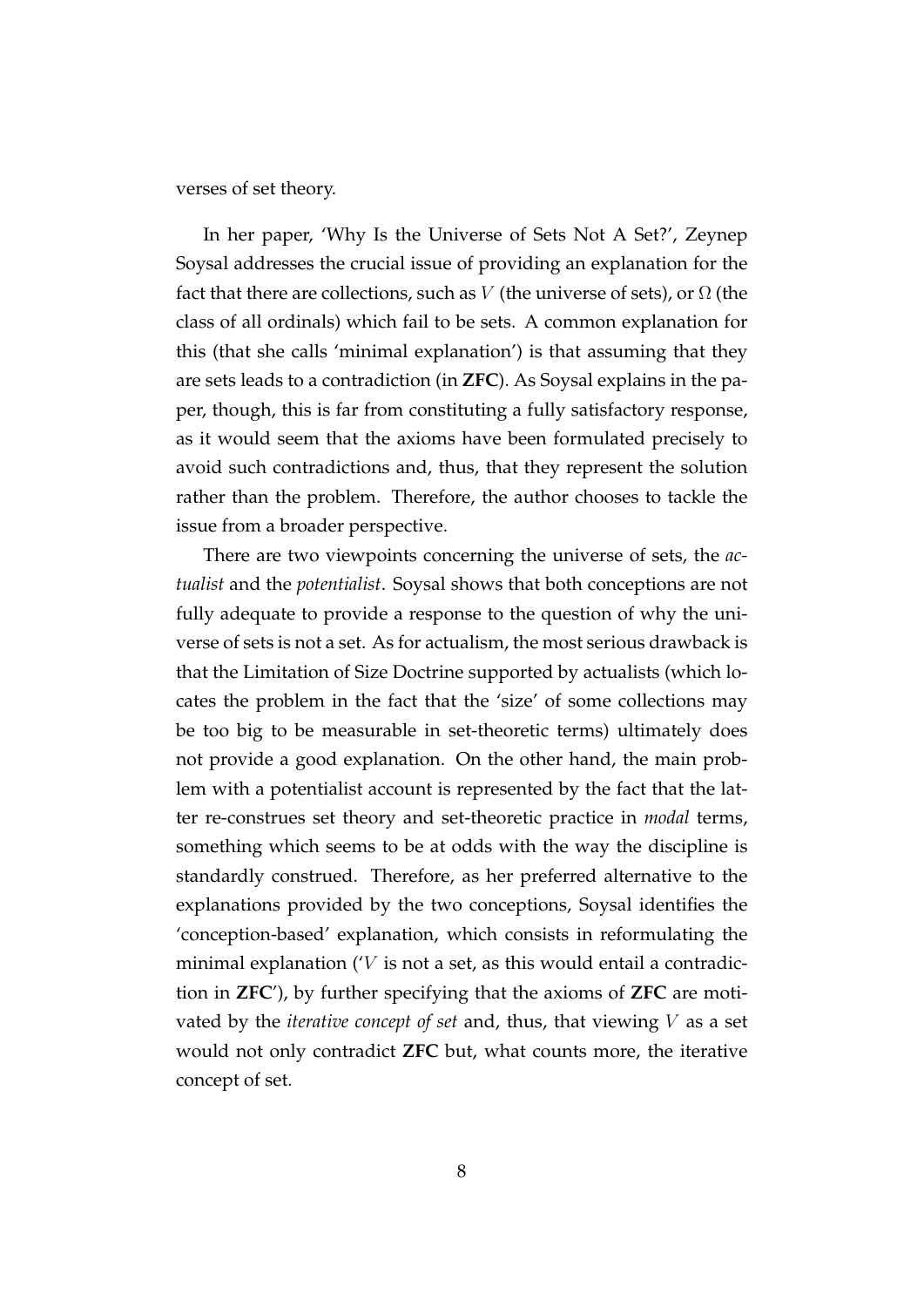verses of set theory.

In her paper, 'Why Is the Universe of Sets Not A Set?', Zeynep Soysal addresses the crucial issue of providing an explanation for the fact that there are collections, such as $V$ (the universe of sets), or $\Omega$ (the class of all ordinals) which fail to be sets. A common explanation for this (that she calls 'minimal explanation') is that assuming that they are sets leads to a contradiction (in **ZFC**). As Soysal explains in the paper, though, this is far from constituting a fully satisfactory response, as it would seem that the axioms have been formulated precisely to avoid such contradictions and, thus, that they represent the solution rather than the problem. Therefore, the author chooses to tackle the issue from a broader perspective.

There are two viewpoints concerning the universe of sets, the *actualist* and the *potentialist*. Soysal shows that both conceptions are not fully adequate to provide a response to the question of why the universe of sets is not a set. As for actualism, the most serious drawback is that the Limitation of Size Doctrine supported by actualists (which locates the problem in the fact that the 'size' of some collections may be too big to be measurable in set-theoretic terms) ultimately does not provide a good explanation. On the other hand, the main problem with a potentialist account is represented by the fact that the latter re-construes set theory and set-theoretic practice in *modal* terms, something which seems to be at odds with the way the discipline is standardly construed. Therefore, as her preferred alternative to the explanations provided by the two conceptions, Soysal identifies the 'conception-based' explanation, which consists in reformulating the minimal explanation ('$V$ is not a set, as this would entail a contradiction in **ZFC**'), by further specifying that the axioms of **ZFC** are motivated by the *iterative concept of set* and, thus, that viewing $V$ as a set would not only contradict **ZFC** but, what counts more, the iterative concept of set.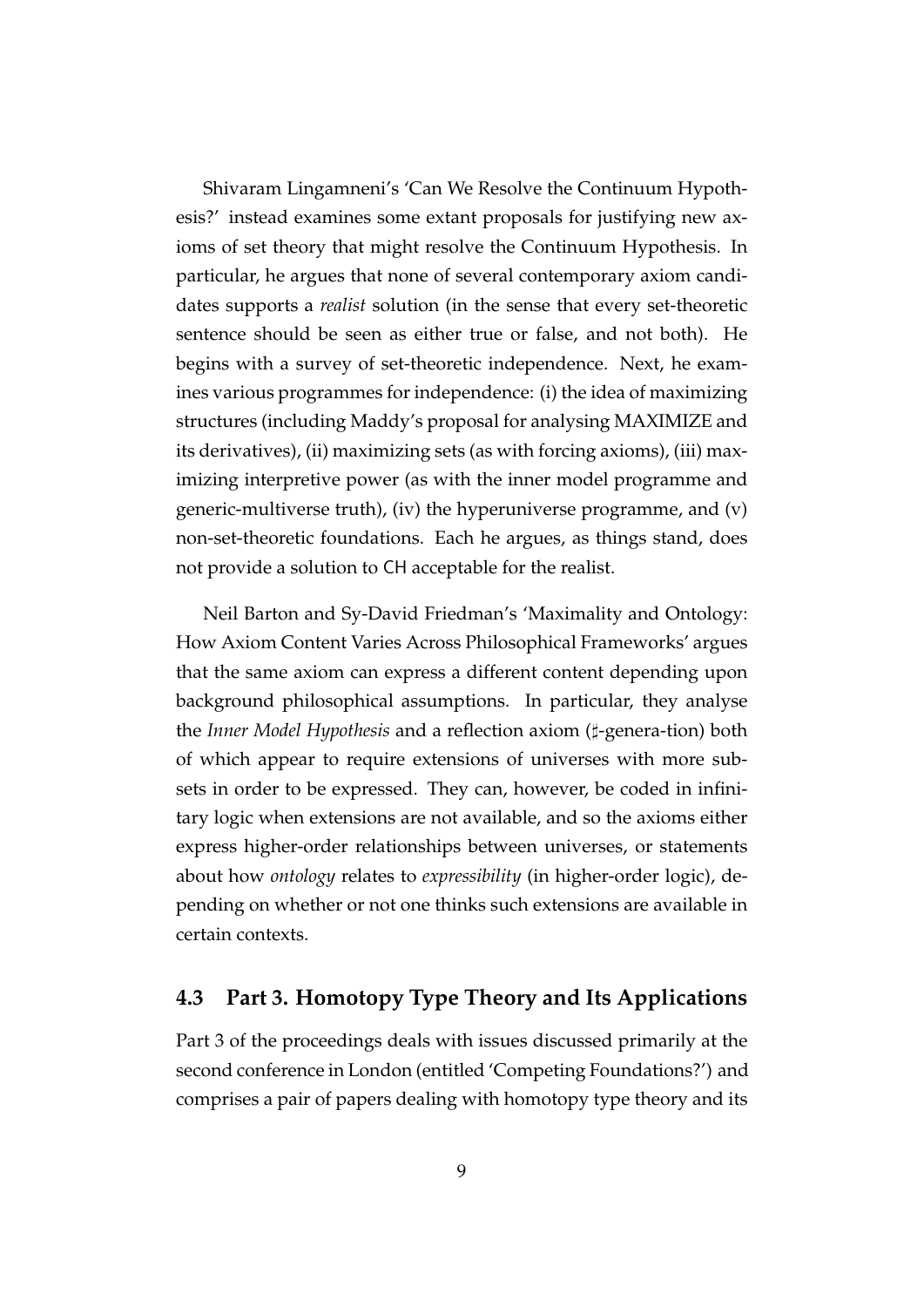Shivaram Lingamneni's 'Can We Resolve the Continuum Hypothesis?' instead examines some extant proposals for justifying new axioms of set theory that might resolve the Continuum Hypothesis. In particular, he argues that none of several contemporary axiom candidates supports a *realist* solution (in the sense that every set-theoretic sentence should be seen as either true or false, and not both). He begins with a survey of set-theoretic independence. Next, he examines various programmes for independence: (i) the idea of maximizing structures (including Maddy's proposal for analysing MAXIMIZE and its derivatives), (ii) maximizing sets (as with forcing axioms), (iii) maximizing interpretive power (as with the inner model programme and generic-multiverse truth), (iv) the hyperuniverse programme, and (v) non-set-theoretic foundations. Each he argues, as things stand, does not provide a solution to CH acceptable for the realist.

Neil Barton and Sy-David Friedman's 'Maximality and Ontology: How Axiom Content Varies Across Philosophical Frameworks' argues that the same axiom can express a different content depending upon background philosophical assumptions. In particular, they analyse the *Inner Model Hypothesis* and a reflection axiom (♯-genera-tion) both of which appear to require extensions of universes with more subsets in order to be expressed. They can, however, be coded in infinitary logic when extensions are not available, and so the axioms either express higher-order relationships between universes, or statements about how *ontology* relates to *expressibility* (in higher-order logic), depending on whether or not one thinks such extensions are available in certain contexts.

## 4.3 Part 3. Homotopy Type Theory and Its Applications

Part 3 of the proceedings deals with issues discussed primarily at the second conference in London (entitled 'Competing Foundations?') and comprises a pair of papers dealing with homotopy type theory and its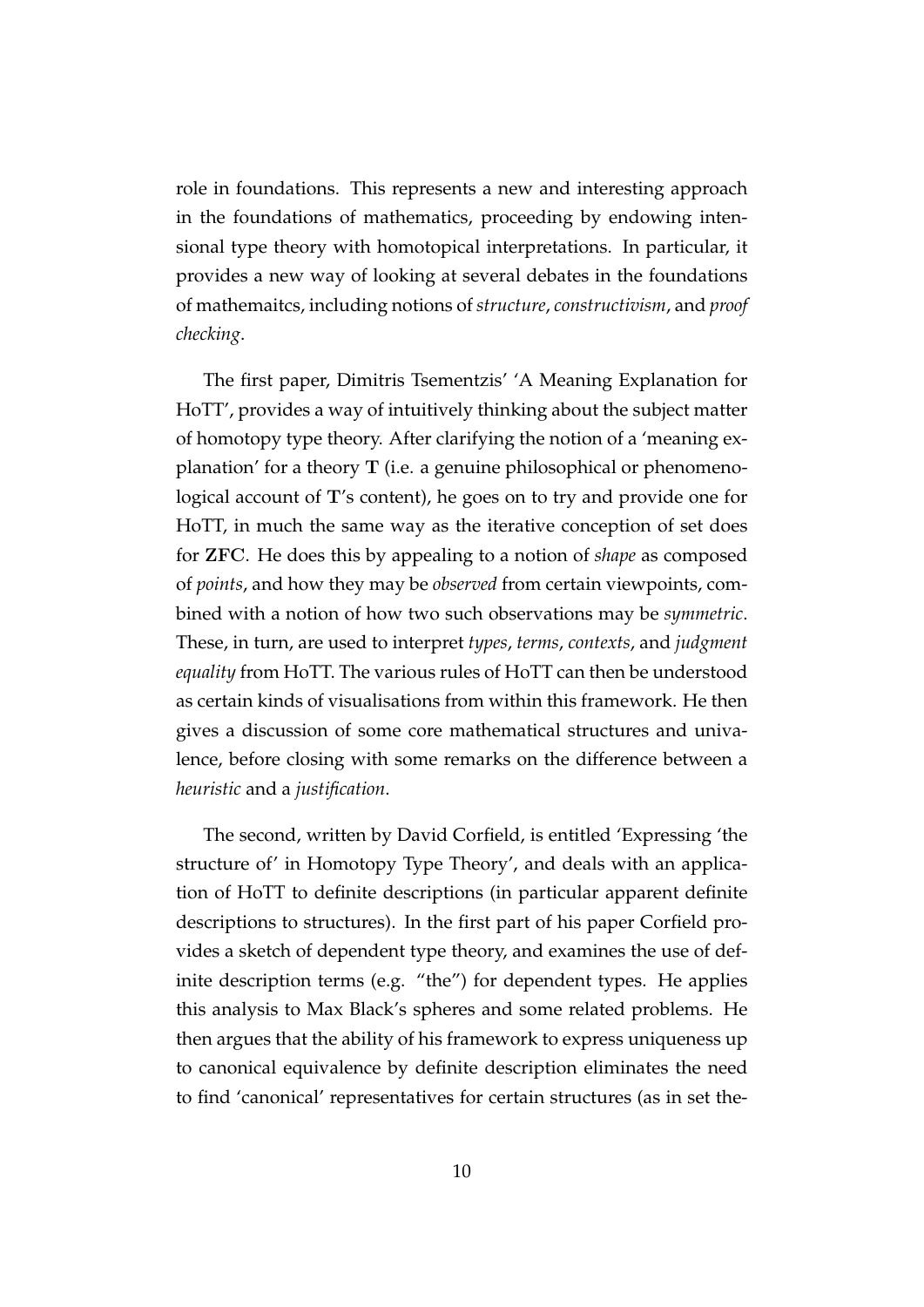role in foundations. This represents a new and interesting approach in the foundations of mathematics, proceeding by endowing intensional type theory with homotopical interpretations. In particular, it provides a new way of looking at several debates in the foundations of mathemaitcs, including notions of *structure*, *constructivism*, and *proof checking*.

The first paper, Dimitris Tsementzis' 'A Meaning Explanation for HoTT', provides a way of intuitively thinking about the subject matter of homotopy type theory. After clarifying the notion of a 'meaning explanation' for a theory **T** (i.e. a genuine philosophical or phenomenological account of **T**'s content), he goes on to try and provide one for HoTT, in much the same way as the iterative conception of set does for **ZFC**. He does this by appealing to a notion of *shape* as composed of *points*, and how they may be *observed* from certain viewpoints, combined with a notion of how two such observations may be *symmetric*. These, in turn, are used to interpret *types*, *terms*, *contexts*, and *judgment equality* from HoTT. The various rules of HoTT can then be understood as certain kinds of visualisations from within this framework. He then gives a discussion of some core mathematical structures and univalence, before closing with some remarks on the difference between a *heuristic* and a *justification*.

The second, written by David Corfield, is entitled 'Expressing 'the structure of' in Homotopy Type Theory', and deals with an application of HoTT to definite descriptions (in particular apparent definite descriptions to structures). In the first part of his paper Corfield provides a sketch of dependent type theory, and examines the use of definite description terms (e.g. "the") for dependent types. He applies this analysis to Max Black's spheres and some related problems. He then argues that the ability of his framework to express uniqueness up to canonical equivalence by definite description eliminates the need to find 'canonical' representatives for certain structures (as in set the-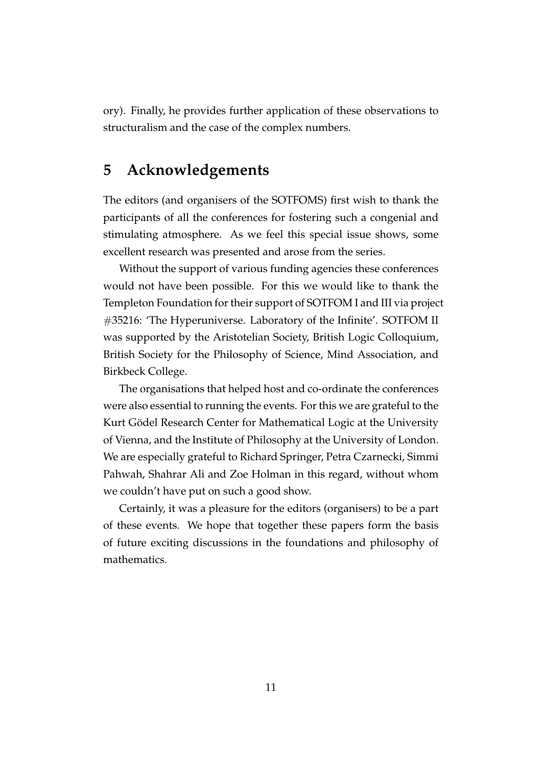ory). Finally, he provides further application of these observations to structuralism and the case of the complex numbers.

## 5 Acknowledgements

The editors (and organisers of the SOTFOMS) first wish to thank the participants of all the conferences for fostering such a congenial and stimulating atmosphere. As we feel this special issue shows, some excellent research was presented and arose from the series.

Without the support of various funding agencies these conferences would not have been possible. For this we would like to thank the Templeton Foundation for their support of SOTFOM I and III via project #35216: 'The Hyperuniverse. Laboratory of the Infinite'. SOTFOM II was supported by the Aristotelian Society, British Logic Colloquium, British Society for the Philosophy of Science, Mind Association, and Birkbeck College.

The organisations that helped host and co-ordinate the conferences were also essential to running the events. For this we are grateful to the Kurt Gödel Research Center for Mathematical Logic at the University of Vienna, and the Institute of Philosophy at the University of London. We are especially grateful to Richard Springer, Petra Czarnecki, Simmi Pahwah, Shahrar Ali and Zoe Holman in this regard, without whom we couldn't have put on such a good show.

Certainly, it was a pleasure for the editors (organisers) to be a part of these events. We hope that together these papers form the basis of future exciting discussions in the foundations and philosophy of mathematics.